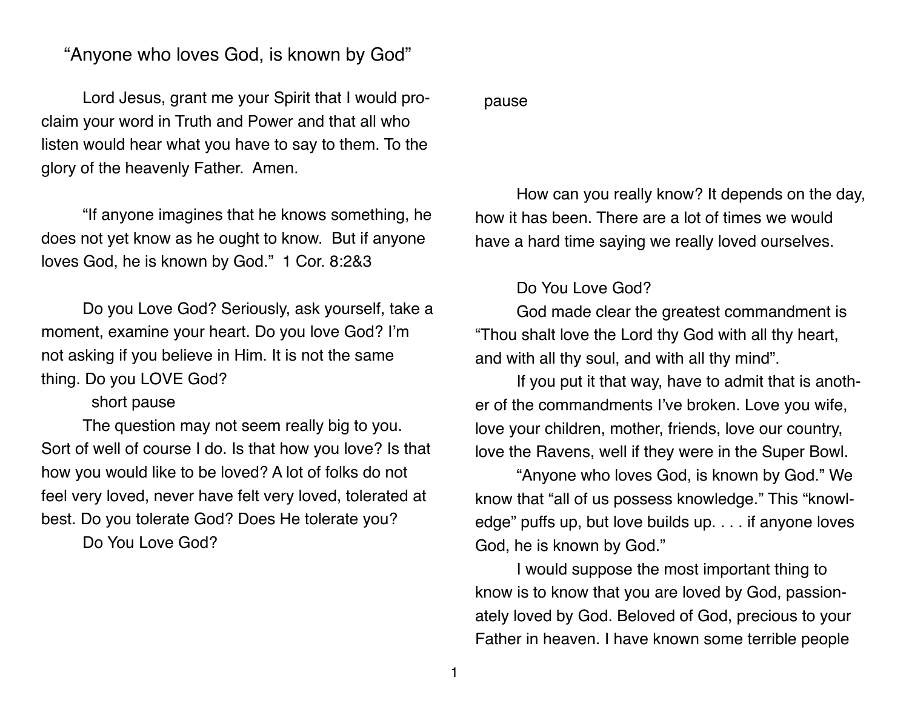# "Anyone who loves God, is known by God"

Lord Jesus, grant me your Spirit that I would proclaim your word in Truth and Power and that all who listen would hear what you have to say to them. To the glory of the heavenly Father. Amen.

"If anyone imagines that he knows something, he does not yet know as he ought to know. But if anyone loves God, he is known by God." 1 Cor. 8:2&3

Do you Love God? Seriously, ask yourself, take a moment, examine your heart. Do you love God? I'm not asking if you believe in Him. It is not the same thing. Do you LOVE God?

short pause

The question may not seem really big to you. Sort of well of course I do. Is that how you love? Is that how you would like to be loved? A lot of folks do not feel very loved, never have felt very loved, tolerated at best. Do you tolerate God? Does He tolerate you?

Do You Love God?

pause

How can you really know? It depends on the day, how it has been. There are a lot of times we would have a hard time saying we really loved ourselves.

Do You Love God?

God made clear the greatest commandment is "Thou shalt love the Lord thy God with all thy heart, and with all thy soul, and with all thy mind".

If you put it that way, have to admit that is another of the commandments I've broken. Love you wife, love your children, mother, friends, love our country, love the Ravens, well if they were in the Super Bowl.

"Anyone who loves God, is known by God." We know that "all of us possess knowledge." This "knowledge" puffs up, but love builds up. . . . if anyone loves God, he is known by God."

I would suppose the most important thing to know is to know that you are loved by God, passionately loved by God. Beloved of God, precious to your Father in heaven. I have known some terrible people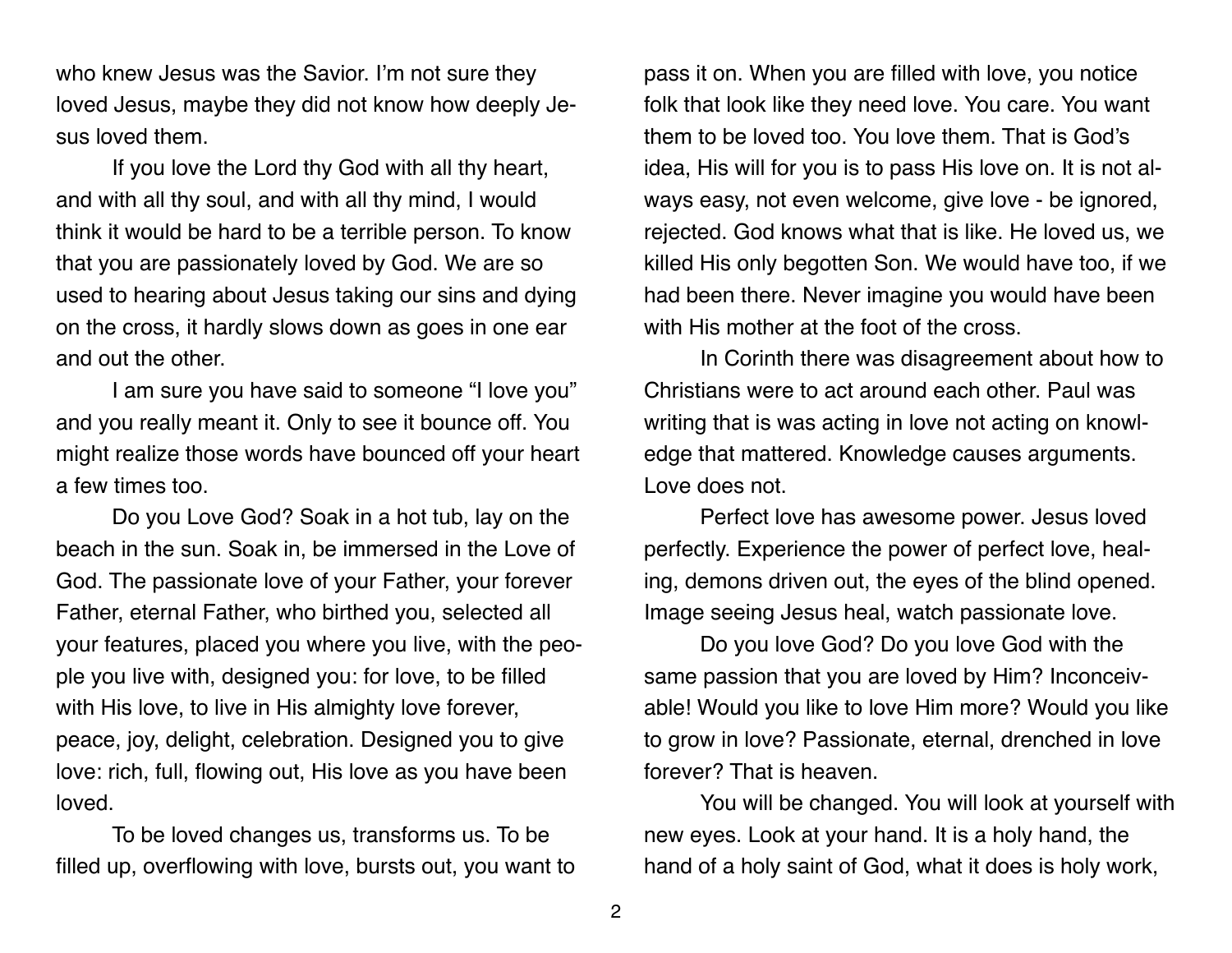who knew Jesus was the Savior. I'm not sure they loved Jesus, maybe they did not know how deeply Jesus loved them.

If you love the Lord thy God with all thy heart, and with all thy soul, and with all thy mind, I would think it would be hard to be a terrible person. To know that you are passionately loved by God. We are so used to hearing about Jesus taking our sins and dying on the cross, it hardly slows down as goes in one ear and out the other.

I am sure you have said to someone "I love you" and you really meant it. Only to see it bounce off. You might realize those words have bounced off your heart a few times too.

Do you Love God? Soak in a hot tub, lay on the beach in the sun. Soak in, be immersed in the Love of God. The passionate love of your Father, your forever Father, eternal Father, who birthed you, selected all your features, placed you where you live, with the people you live with, designed you: for love, to be filled with His love, to live in His almighty love forever, peace, joy, delight, celebration. Designed you to give love: rich, full, flowing out, His love as you have been loved.

To be loved changes us, transforms us. To be filled up, overflowing with love, bursts out, you want to pass it on. When you are filled with love, you notice folk that look like they need love. You care. You want them to be loved too. You love them. That is God's idea, His will for you is to pass His love on. It is not always easy, not even welcome, give love - be ignored, rejected. God knows what that is like. He loved us, we killed His only begotten Son. We would have too, if we had been there. Never imagine you would have been with His mother at the foot of the cross.

In Corinth there was disagreement about how to Christians were to act around each other. Paul was writing that is was acting in love not acting on knowledge that mattered. Knowledge causes arguments. Love does not.

Perfect love has awesome power. Jesus loved perfectly. Experience the power of perfect love, healing, demons driven out, the eyes of the blind opened. Image seeing Jesus heal, watch passionate love.

Do you love God? Do you love God with the same passion that you are loved by Him? Inconceivable! Would you like to love Him more? Would you like to grow in love? Passionate, eternal, drenched in love forever? That is heaven.

You will be changed. You will look at yourself with new eyes. Look at your hand. It is a holy hand, the hand of a holy saint of God, what it does is holy work,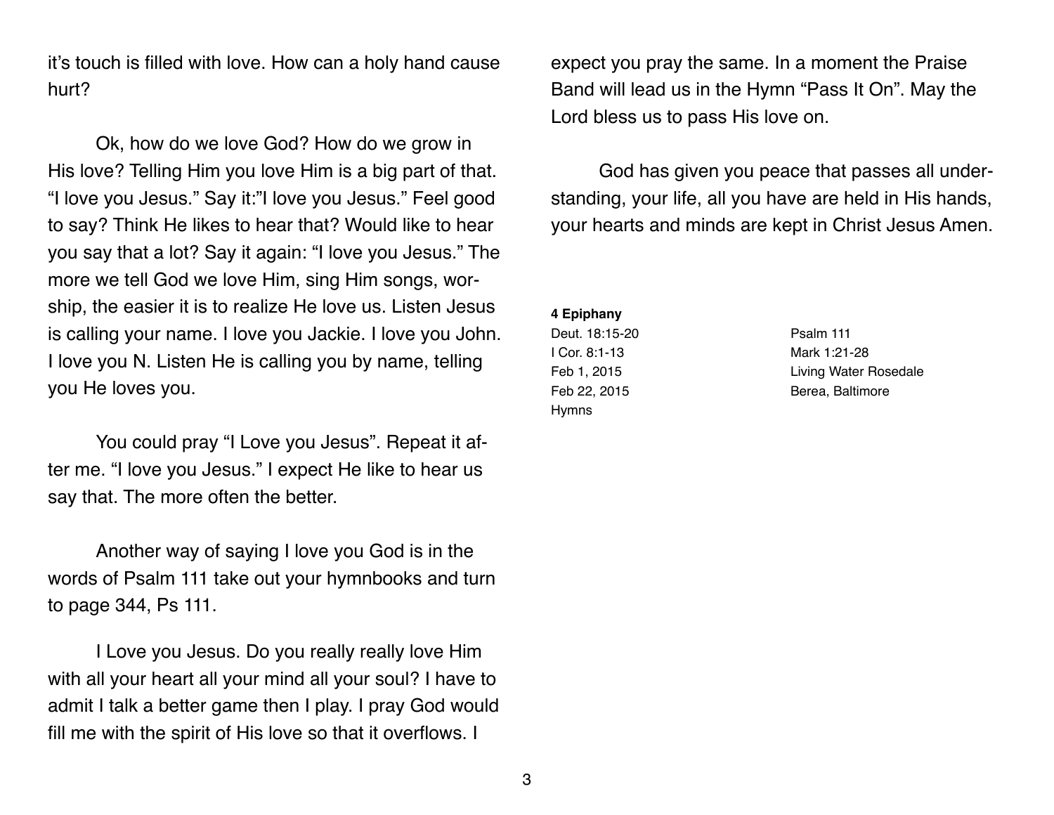it's touch is filled with love. How can a holy hand cause hurt?

Ok, how do we love God? How do we grow in His love? Telling Him you love Him is a big part of that. "I love you Jesus." Say it:"I love you Jesus." Feel good to say? Think He likes to hear that? Would like to hear you say that a lot? Say it again: "I love you Jesus." The more we tell God we love Him, sing Him songs, worship, the easier it is to realize He love us. Listen Jesus is calling your name. I love you Jackie. I love you John. I love you N. Listen He is calling you by name, telling you He loves you.

You could pray "I Love you Jesus". Repeat it after me. "I love you Jesus." I expect He like to hear us say that. The more often the better.

Another way of saying I love you God is in the words of Psalm 111 take out your hymnbooks and turn to page 344, Ps 111.

I Love you Jesus. Do you really really love Him with all your heart all your mind all your soul? I have to admit I talk a better game then I play. I pray God would fill me with the spirit of His love so that it overflows. I expect you pray the same. In a moment the Praise Band will lead us in the Hymn "Pass It On". May the Lord bless us to pass His love on.

God has given you peace that passes all understanding, your life, all you have are held in His hands, your hearts and minds are kept in Christ Jesus Amen.

**4 Epiphany**

| | |
|---|---|
| Deut. 18:15-20 | Psalm 111 |
| I Cor. 8:1-13 | Mark 1:21-28 |
| Feb 1, 2015 | Living Water Rosedale |
| Feb 22, 2015 | Berea, Baltimore |
| Hymns | |